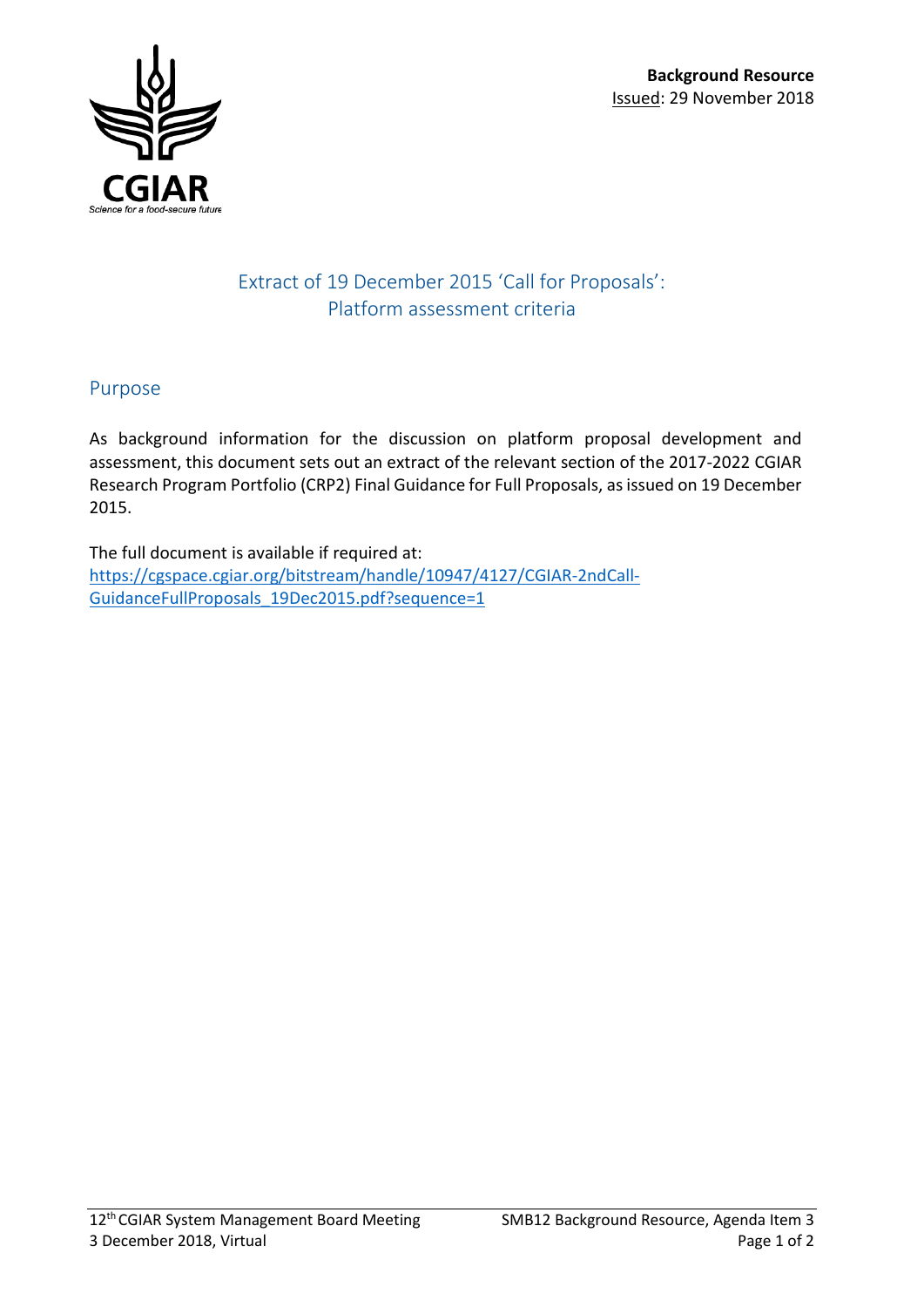**Background Resource**
Issued: 29 November 2018

# Extract of 19 December 2015 'Call for Proposals': Platform assessment criteria

## Purpose

As background information for the discussion on platform proposal development and assessment, this document sets out an extract of the relevant section of the 2017-2022 CGIAR Research Program Portfolio (CRP2) Final Guidance for Full Proposals, as issued on 19 December 2015.

The full document is available if required at:
[https://cgspace.cgiar.org/bitstream/handle/10947/4127/CGIAR-2ndCall-GuidanceFullProposals_19Dec2015.pdf?sequence=1](https://cgspace.cgiar.org/bitstream/handle/10947/4127/CGIAR-2ndCall-GuidanceFullProposals_19Dec2015.pdf?sequence=1)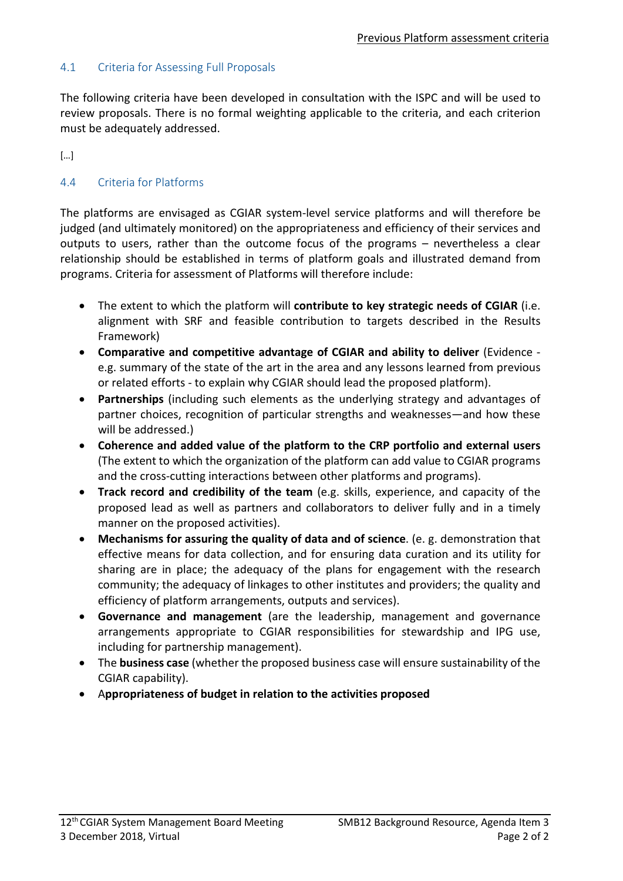Previous Platform assessment criteria

### 4.1 Criteria for Assessing Full Proposals

The following criteria have been developed in consultation with the ISPC and will be used to review proposals. There is no formal weighting applicable to the criteria, and each criterion must be adequately addressed.

[…]

### 4.4 Criteria for Platforms

The platforms are envisaged as CGIAR system-level service platforms and will therefore be judged (and ultimately monitored) on the appropriateness and efficiency of their services and outputs to users, rather than the outcome focus of the programs – nevertheless a clear relationship should be established in terms of platform goals and illustrated demand from programs. Criteria for assessment of Platforms will therefore include:

- The extent to which the platform will **contribute to key strategic needs of CGIAR** (i.e. alignment with SRF and feasible contribution to targets described in the Results Framework)
- **Comparative and competitive advantage of CGIAR and ability to deliver** (Evidence - e.g. summary of the state of the art in the area and any lessons learned from previous or related efforts - to explain why CGIAR should lead the proposed platform).
- **Partnerships** (including such elements as the underlying strategy and advantages of partner choices, recognition of particular strengths and weaknesses—and how these will be addressed.)
- **Coherence and added value of the platform to the CRP portfolio and external users** (The extent to which the organization of the platform can add value to CGIAR programs and the cross-cutting interactions between other platforms and programs).
- **Track record and credibility of the team** (e.g. skills, experience, and capacity of the proposed lead as well as partners and collaborators to deliver fully and in a timely manner on the proposed activities).
- **Mechanisms for assuring the quality of data and of science**. (e. g. demonstration that effective means for data collection, and for ensuring data curation and its utility for sharing are in place; the adequacy of the plans for engagement with the research community; the adequacy of linkages to other institutes and providers; the quality and efficiency of platform arrangements, outputs and services).
- **Governance and management** (are the leadership, management and governance arrangements appropriate to CGIAR responsibilities for stewardship and IPG use, including for partnership management).
- The **business case** (whether the proposed business case will ensure sustainability of the CGIAR capability).
- A**ppropriateness of budget in relation to the activities proposed**